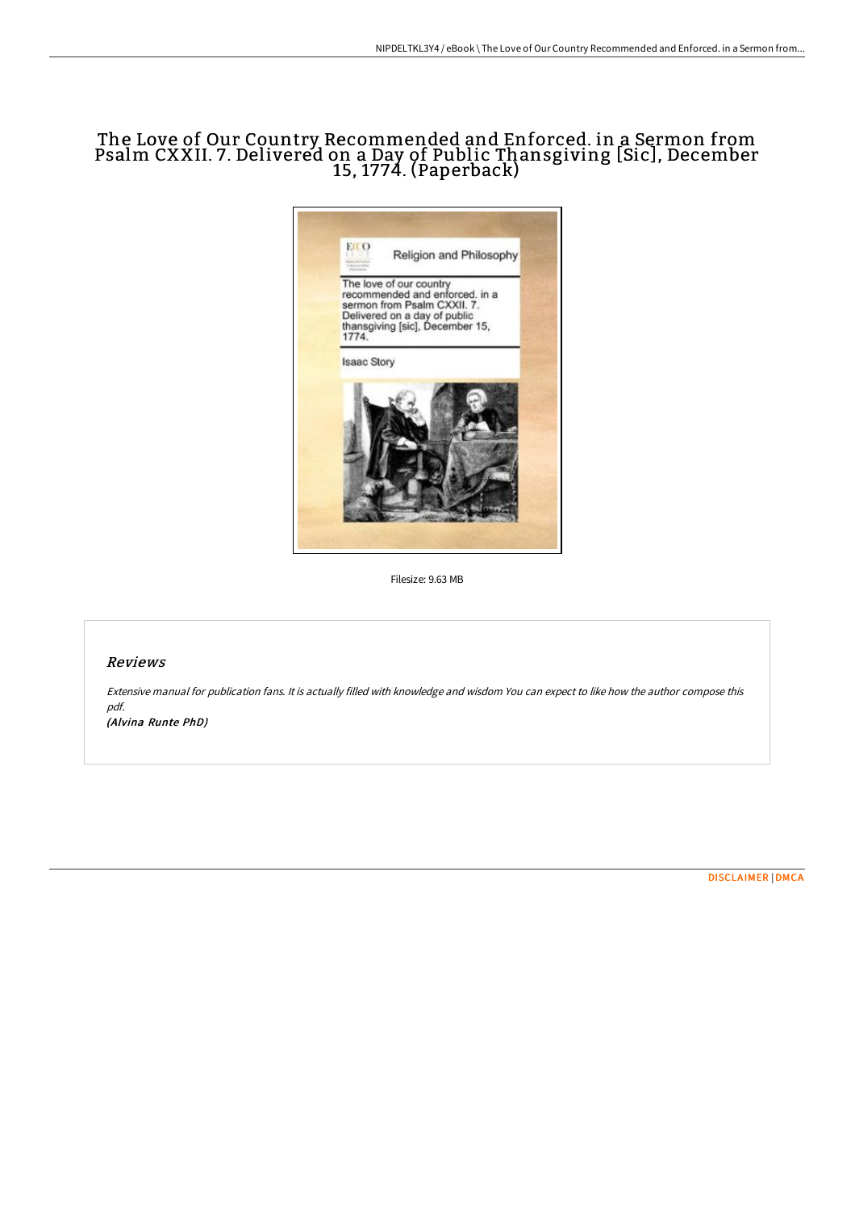# The Love of Our Country Recommended and Enforced. in a Sermon from Psalm CXXII. 7. Delivered on a Day of Public Thansgiving [Sic], December 15, 1774. (Paperback)

Filesize: 9.63 MB

## Reviews

*Extensive manual for publication fans. It is actually filled with knowledge and wisdom You can expect to like how the author compose this pdf.*

***(Alvina Runte PhD)***

[DISCLAIMER](#) | [DMCA](#)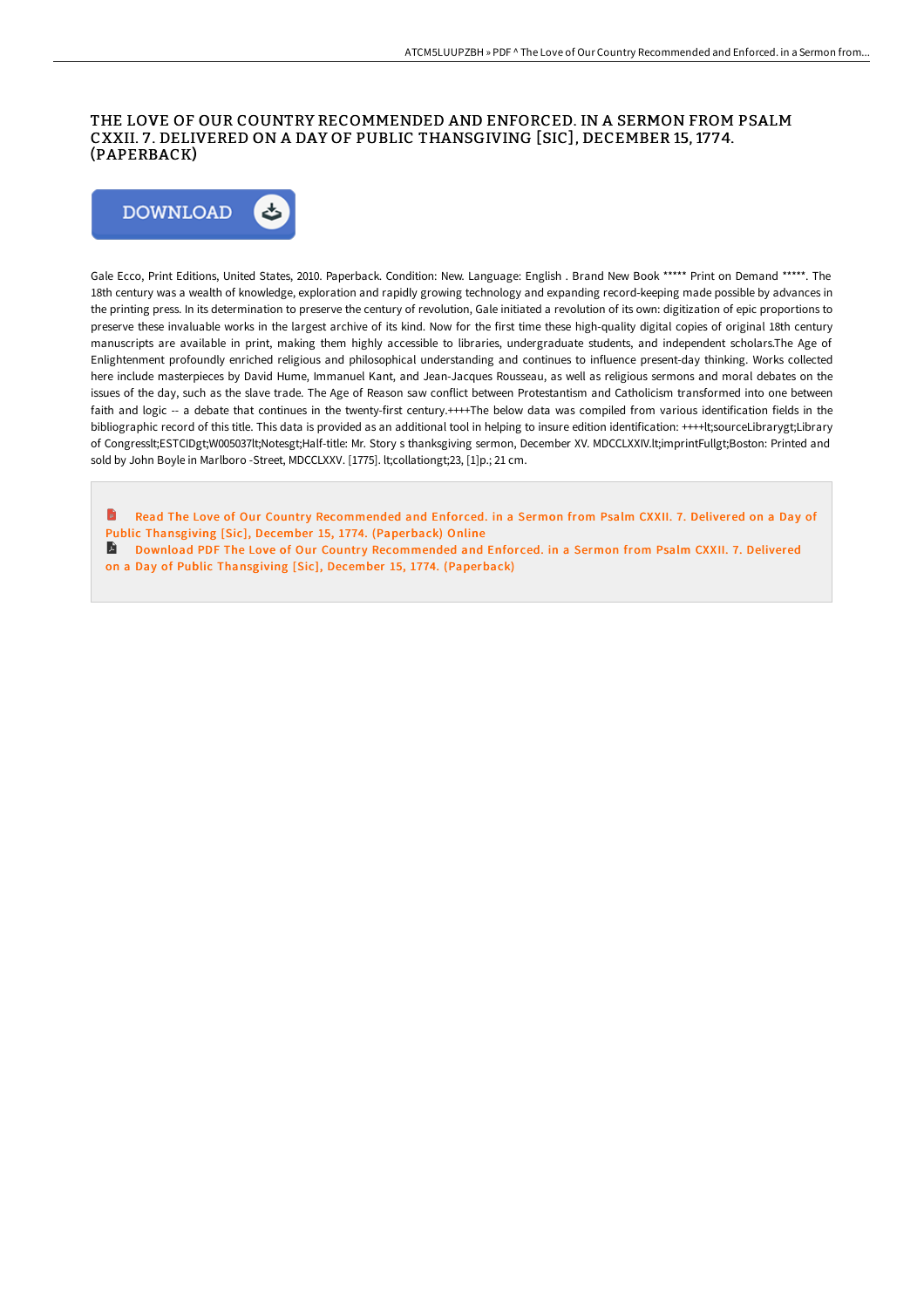# THE LOVE OF OUR COUNTRY RECOMMENDED AND ENFORCED. IN A SERMON FROM PSALM CXXII. 7. DELIVERED ON A DAY OF PUBLIC THANSGIVING [SIC], DECEMBER 15, 1774. (PAPERBACK)

DOWNLOAD

Gale Ecco, Print Editions, United States, 2010. Paperback. Condition: New. Language: English . Brand New Book ***** Print on Demand *****. The 18th century was a wealth of knowledge, exploration and rapidly growing technology and expanding record-keeping made possible by advances in the printing press. In its determination to preserve the century of revolution, Gale initiated a revolution of its own: digitization of epic proportions to preserve these invaluable works in the largest archive of its kind. Now for the first time these high-quality digital copies of original 18th century manuscripts are available in print, making them highly accessible to libraries, undergraduate students, and independent scholars.The Age of Enlightenment profoundly enriched religious and philosophical understanding and continues to influence present-day thinking. Works collected here include masterpieces by David Hume, Immanuel Kant, and Jean-Jacques Rousseau, as well as religious sermons and moral debates on the issues of the day, such as the slave trade. The Age of Reason saw conflict between Protestantism and Catholicism transformed into one between faith and logic -- a debate that continues in the twenty-first century.++++The below data was compiled from various identification fields in the bibliographic record of this title. This data is provided as an additional tool in helping to insure edition identification: ++++lt;sourceLibrarygt;Library of Congresslt;ESTCIDgt;W005037lt;Notesgt;Half-title: Mr. Story s thanksgiving sermon, December XV. MDCCLXXIV.lt;imprintFullgt;Boston: Printed and sold by John Boyle in Marlboro -Street, MDCCLXXV. [1775]. lt;collationgt;23, [1]p.; 21 cm.

Read The Love of Our Country Recommended and Enforced. in a Sermon from Psalm CXXII. 7. Delivered on a Day of Public Thansgiving [Sic], December 15, 1774. (Paperback) Online

Download PDF The Love of Our Country Recommended and Enforced. in a Sermon from Psalm CXXII. 7. Delivered on a Day of Public Thansgiving [Sic], December 15, 1774. (Paperback)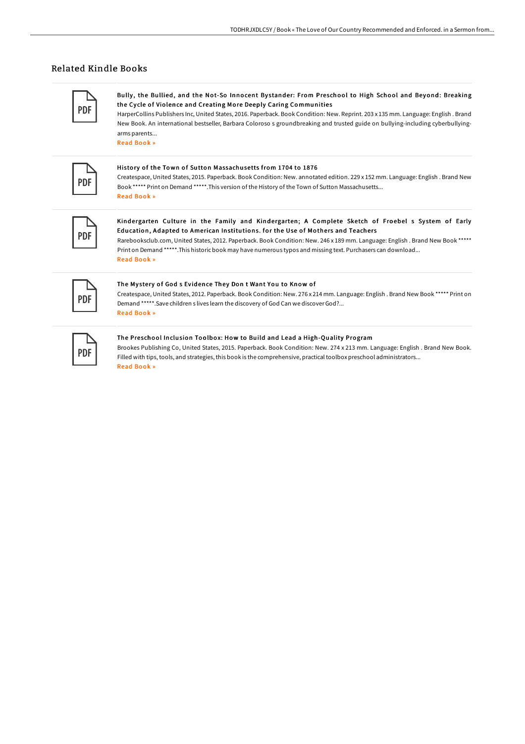## Related Kindle Books

PDF

**Bully, the Bullied, and the Not-So Innocent Bystander: From Preschool to High School and Beyond: Breaking the Cycle of Violence and Creating More Deeply Caring Communities**

HarperCollins Publishers Inc, United States, 2016. Paperback. Book Condition: New. Reprint. 203 x 135 mm. Language: English . Brand New Book. An international bestseller, Barbara Coloroso s groundbreaking and trusted guide on bullying-including cyberbullying-arms parents...

Read Book »

PDF

**History of the Town of Sutton Massachusetts from 1704 to 1876**

Createspace, United States, 2015. Paperback. Book Condition: New. annotated edition. 229 x 152 mm. Language: English . Brand New Book ***** Print on Demand *****.This version of the History of the Town of Sutton Massachusetts...

Read Book »

PDF

**Kindergarten Culture in the Family and Kindergarten; A Complete Sketch of Froebel s System of Early Education, Adapted to American Institutions. for the Use of Mothers and Teachers**

Rarebooksclub.com, United States, 2012. Paperback. Book Condition: New. 246 x 189 mm. Language: English . Brand New Book ***** Print on Demand *****.This historic book may have numerous typos and missing text. Purchasers can download...

Read Book »

PDF

**The Mystery of God s Evidence They Don t Want You to Know of**

Createspace, United States, 2012. Paperback. Book Condition: New. 276 x 214 mm. Language: English . Brand New Book ***** Print on Demand *****.Save children s lives learn the discovery of God Can we discover God?...

Read Book »

PDF

**The Preschool Inclusion Toolbox: How to Build and Lead a High-Quality Program**

Brookes Publishing Co, United States, 2015. Paperback. Book Condition: New. 274 x 213 mm. Language: English . Brand New Book. Filled with tips, tools, and strategies, this book is the comprehensive, practical toolbox preschool administrators...

Read Book »